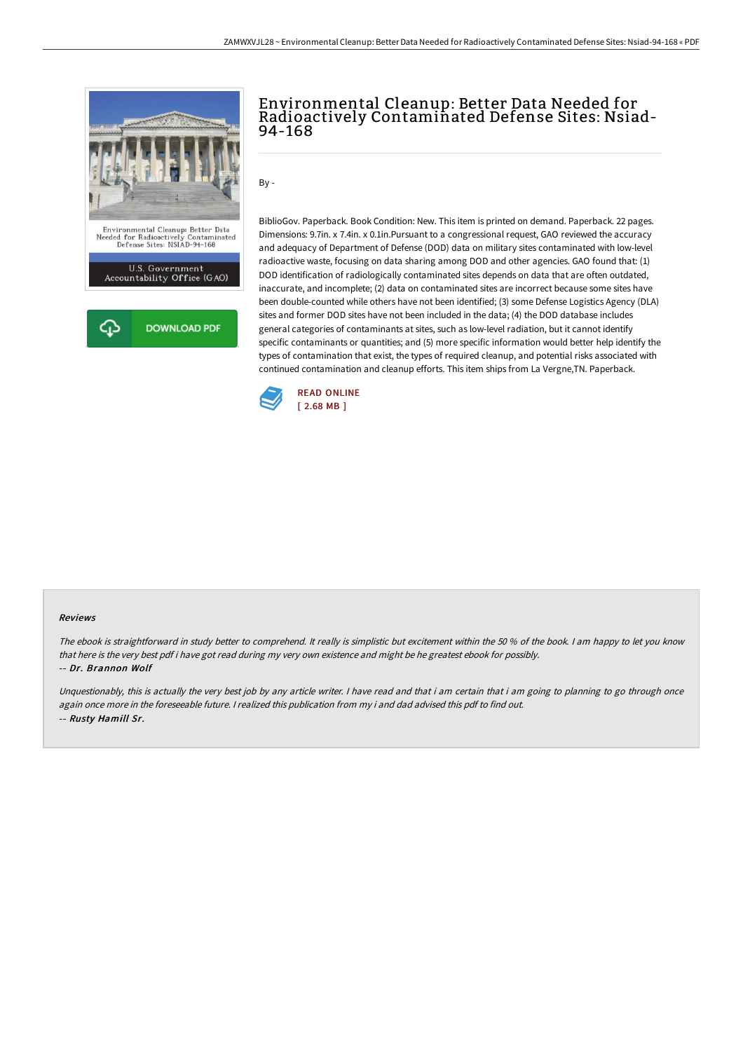# Environmental Cleanup: Better Data Needed for Radioactively Contaminated Defense Sites: Nsiad-94-168

By -

BiblioGov. Paperback. Book Condition: New. This item is printed on demand. Paperback. 22 pages. Dimensions: 9.7in. x 7.4in. x 0.1in.Pursuant to a congressional request, GAO reviewed the accuracy and adequacy of Department of Defense (DOD) data on military sites contaminated with low-level radioactive waste, focusing on data sharing among DOD and other agencies. GAO found that: (1) DOD identification of radiologically contaminated sites depends on data that are often outdated, inaccurate, and incomplete; (2) data on contaminated sites are incorrect because some sites have been double-counted while others have not been identified; (3) some Defense Logistics Agency (DLA) sites and former DOD sites have not been included in the data; (4) the DOD database includes general categories of contaminants at sites, such as low-level radiation, but it cannot identify specific contaminants or quantities; and (5) more specific information would better help identify the types of contamination that exist, the types of required cleanup, and potential risks associated with continued contamination and cleanup efforts. This item ships from La Vergne,TN. Paperback.

READ ONLINE
[ 2.68 MB ]

#### Reviews

*The ebook is straightforward in study better to comprehend. It really is simplistic but excitement within the 50 % of the book. I am happy to let you know that here is the very best pdf i have got read during my very own existence and might be he greatest ebook for possibly.*
*-- Dr. Brannon Wolf*

*Unquestionably, this is actually the very best job by any article writer. I have read and that i am certain that i am going to planning to go through once again once more in the foreseeable future. I realized this publication from my i and dad advised this pdf to find out.*
*-- Rusty Hamill Sr.*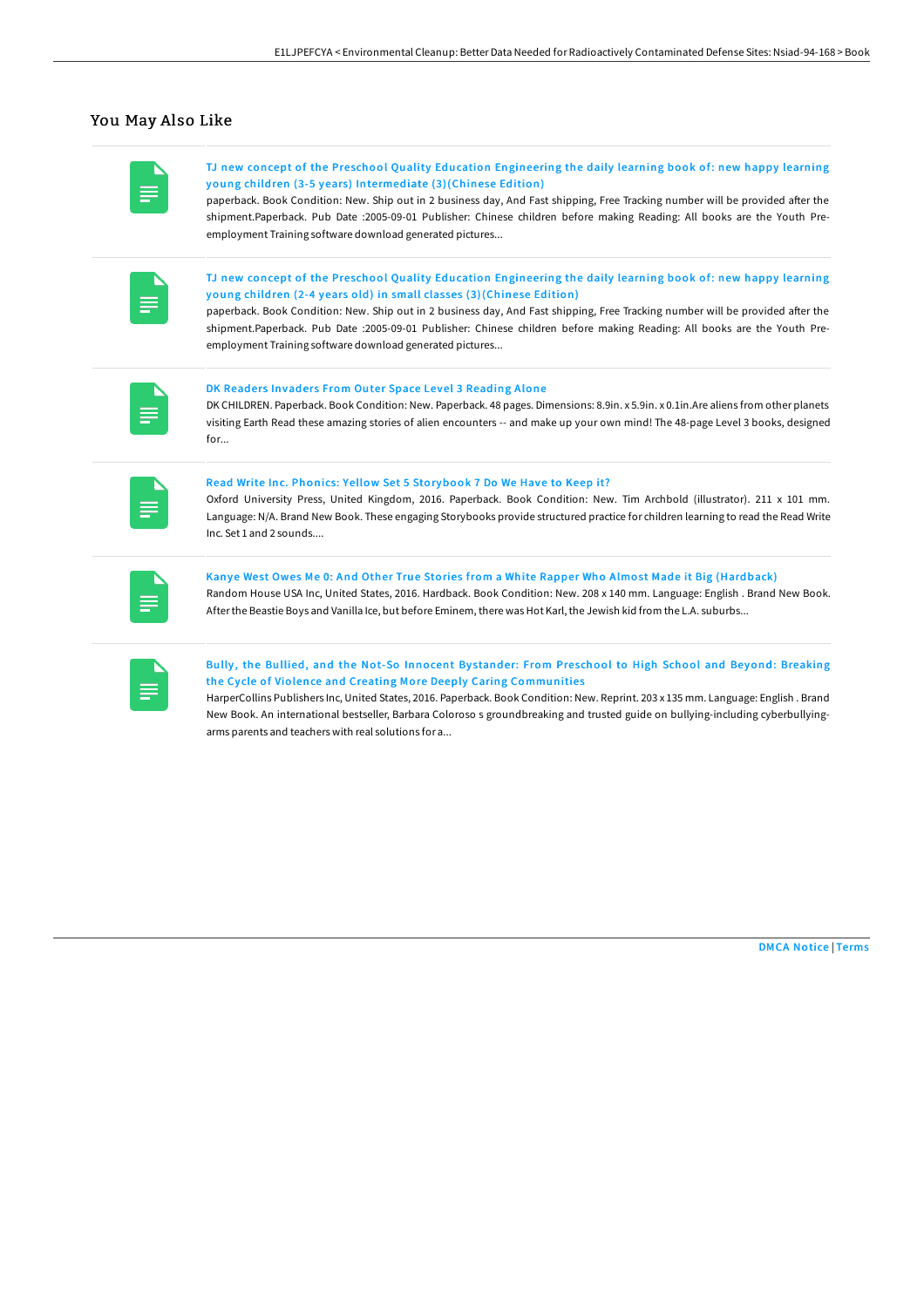## You May Also Like

**TJ new concept of the Preschool Quality Education Engineering the daily learning book of: new happy learning young children (3-5 years) Intermediate (3)(Chinese Edition)**

paperback. Book Condition: New. Ship out in 2 business day, And Fast shipping, Free Tracking number will be provided after the shipment.Paperback. Pub Date :2005-09-01 Publisher: Chinese children before making Reading: All books are the Youth Pre-employment Training software download generated pictures...

**TJ new concept of the Preschool Quality Education Engineering the daily learning book of: new happy learning young children (2-4 years old) in small classes (3)(Chinese Edition)**

paperback. Book Condition: New. Ship out in 2 business day, And Fast shipping, Free Tracking number will be provided after the shipment.Paperback. Pub Date :2005-09-01 Publisher: Chinese children before making Reading: All books are the Youth Pre-employment Training software download generated pictures...

**DK Readers Invaders From Outer Space Level 3 Reading Alone**

DK CHILDREN. Paperback. Book Condition: New. Paperback. 48 pages. Dimensions: 8.9in. x 5.9in. x 0.1in.Are aliens from other planets visiting Earth Read these amazing stories of alien encounters -- and make up your own mind! The 48-page Level 3 books, designed for...

**Read Write Inc. Phonics: Yellow Set 5 Storybook 7 Do We Have to Keep it?**

Oxford University Press, United Kingdom, 2016. Paperback. Book Condition: New. Tim Archbold (illustrator). 211 x 101 mm. Language: N/A. Brand New Book. These engaging Storybooks provide structured practice for children learning to read the Read Write Inc. Set 1 and 2 sounds....

**Kanye West Owes Me 0: And Other True Stories from a White Rapper Who Almost Made it Big (Hardback)**

Random House USA Inc, United States, 2016. Hardback. Book Condition: New. 208 x 140 mm. Language: English . Brand New Book. After the Beastie Boys and Vanilla Ice, but before Eminem, there was Hot Karl, the Jewish kid from the L.A. suburbs...

**Bully, the Bullied, and the Not-So Innocent Bystander: From Preschool to High School and Beyond: Breaking the Cycle of Violence and Creating More Deeply Caring Communities**

HarperCollins Publishers Inc, United States, 2016. Paperback. Book Condition: New. Reprint. 203 x 135 mm. Language: English . Brand New Book. An international bestseller, Barbara Coloroso s groundbreaking and trusted guide on bullying-including cyberbullying-arms parents and teachers with real solutions for a...

DMCA Notice | Terms